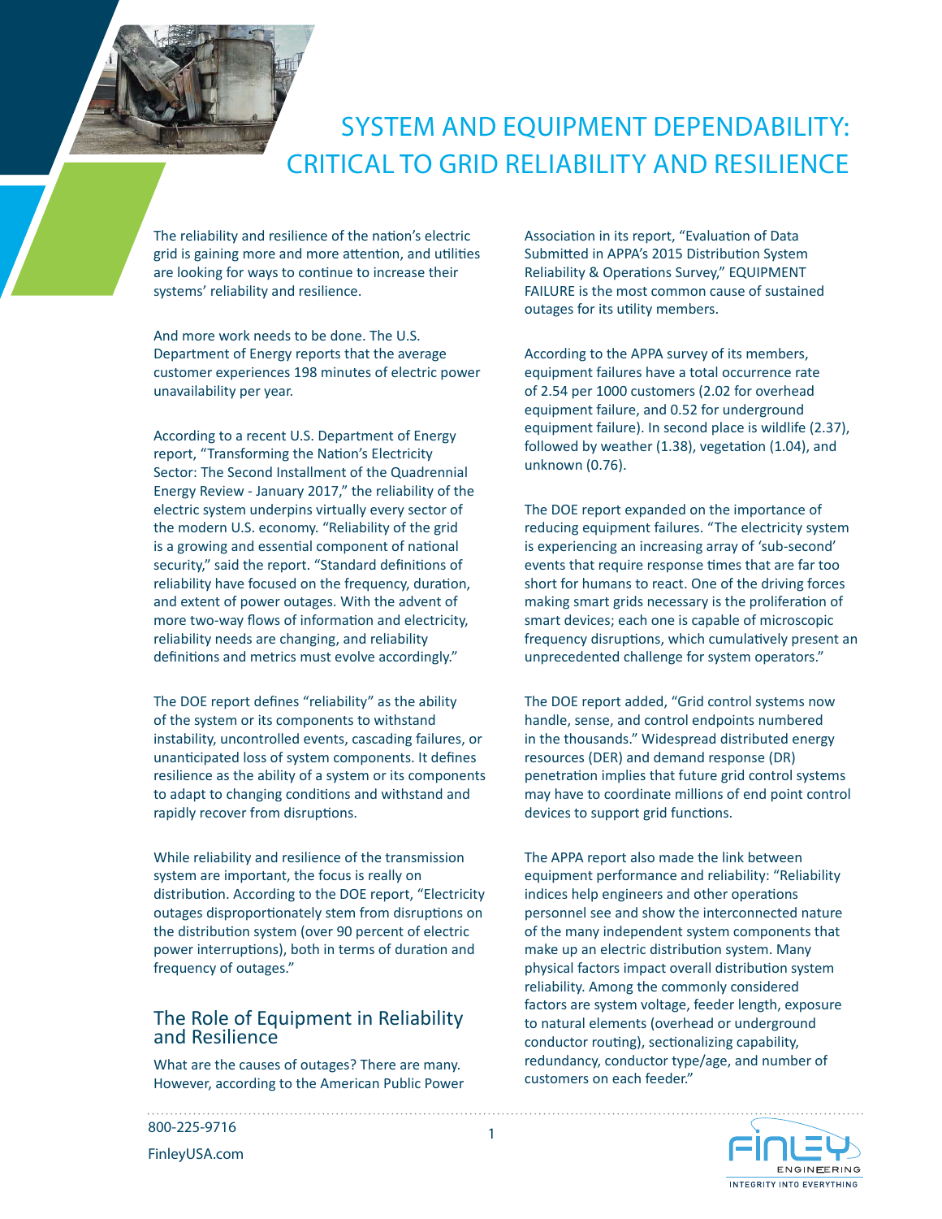# SYSTEM AND EQUIPMENT DEPENDABILITY: CRITICAL TO GRID RELIABILITY AND RESILIENCE

The reliability and resilience of the nation's electric grid is gaining more and more attention, and utilities are looking for ways to continue to increase their systems' reliability and resilience.

And more work needs to be done. The U.S. Department of Energy reports that the average customer experiences 198 minutes of electric power unavailability per year.

According to a recent U.S. Department of Energy report, "Transforming the Nation's Electricity Sector: The Second Installment of the Quadrennial Energy Review - January 2017," the reliability of the electric system underpins virtually every sector of the modern U.S. economy. "Reliability of the grid is a growing and essential component of national security," said the report. "Standard definitions of reliability have focused on the frequency, duration, and extent of power outages. With the advent of more two-way flows of information and electricity, reliability needs are changing, and reliability definitions and metrics must evolve accordingly."

The DOE report defines "reliability" as the ability of the system or its components to withstand instability, uncontrolled events, cascading failures, or unanticipated loss of system components. It defines resilience as the ability of a system or its components to adapt to changing conditions and withstand and rapidly recover from disruptions.

While reliability and resilience of the transmission system are important, the focus is really on distribution. According to the DOE report, "Electricity outages disproportionately stem from disruptions on the distribution system (over 90 percent of electric power interruptions), both in terms of duration and frequency of outages."

## The Role of Equipment in Reliability and Resilience

What are the causes of outages? There are many. However, according to the American Public Power Association in its report, "Evaluation of Data Submitted in APPA's 2015 Distribution System Reliability & Operations Survey," EQUIPMENT FAILURE is the most common cause of sustained outages for its utility members.

According to the APPA survey of its members, equipment failures have a total occurrence rate of 2.54 per 1000 customers (2.02 for overhead equipment failure, and 0.52 for underground equipment failure). In second place is wildlife (2.37), followed by weather (1.38), vegetation (1.04), and unknown (0.76).

The DOE report expanded on the importance of reducing equipment failures. "The electricity system is experiencing an increasing array of 'sub-second' events that require response times that are far too short for humans to react. One of the driving forces making smart grids necessary is the proliferation of smart devices; each one is capable of microscopic frequency disruptions, which cumulatively present an unprecedented challenge for system operators."

The DOE report added, "Grid control systems now handle, sense, and control endpoints numbered in the thousands." Widespread distributed energy resources (DER) and demand response (DR) penetration implies that future grid control systems may have to coordinate millions of end point control devices to support grid functions.

The APPA report also made the link between equipment performance and reliability: "Reliability indices help engineers and other operations personnel see and show the interconnected nature of the many independent system components that make up an electric distribution system. Many physical factors impact overall distribution system reliability. Among the commonly considered factors are system voltage, feeder length, exposure to natural elements (overhead or underground conductor routing), sectionalizing capability, redundancy, conductor type/age, and number of customers on each feeder."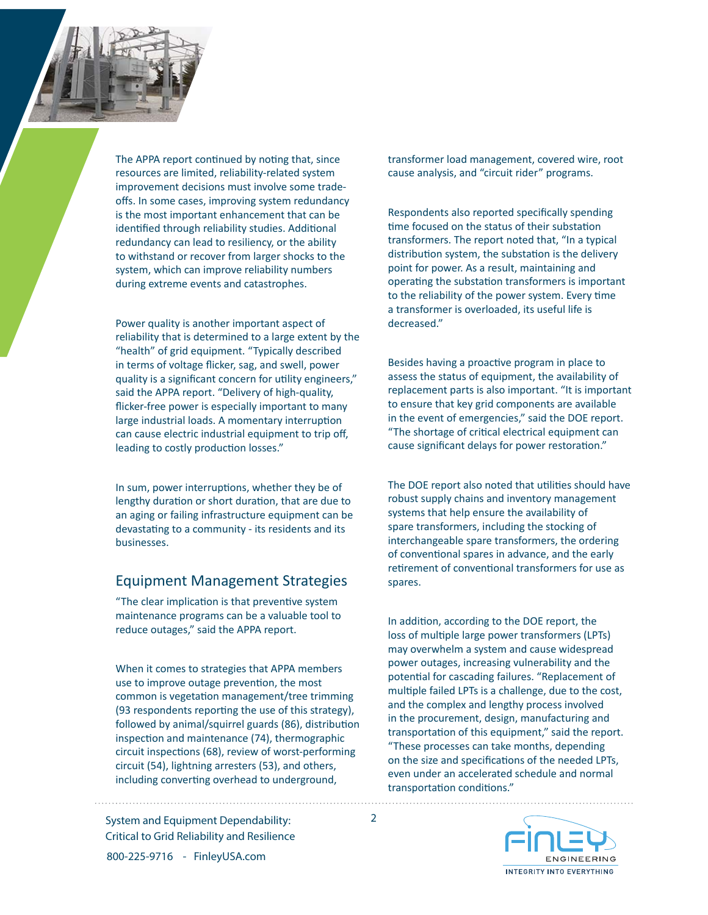The APPA report continued by noting that, since resources are limited, reliability-related system improvement decisions must involve some trade-offs. In some cases, improving system redundancy is the most important enhancement that can be identified through reliability studies. Additional redundancy can lead to resiliency, or the ability to withstand or recover from larger shocks to the system, which can improve reliability numbers during extreme events and catastrophes.

Power quality is another important aspect of reliability that is determined to a large extent by the "health" of grid equipment. "Typically described in terms of voltage flicker, sag, and swell, power quality is a significant concern for utility engineers," said the APPA report. "Delivery of high-quality, flicker-free power is especially important to many large industrial loads. A momentary interruption can cause electric industrial equipment to trip off, leading to costly production losses."

In sum, power interruptions, whether they be of lengthy duration or short duration, that are due to an aging or failing infrastructure equipment can be devastating to a community - its residents and its businesses.

## Equipment Management Strategies

"The clear implication is that preventive system maintenance programs can be a valuable tool to reduce outages," said the APPA report.

When it comes to strategies that APPA members use to improve outage prevention, the most common is vegetation management/tree trimming (93 respondents reporting the use of this strategy), followed by animal/squirrel guards (86), distribution inspection and maintenance (74), thermographic circuit inspections (68), review of worst-performing circuit (54), lightning arresters (53), and others, including converting overhead to underground, transformer load management, covered wire, root cause analysis, and "circuit rider" programs.

Respondents also reported specifically spending time focused on the status of their substation transformers. The report noted that, "In a typical distribution system, the substation is the delivery point for power. As a result, maintaining and operating the substation transformers is important to the reliability of the power system. Every time a transformer is overloaded, its useful life is decreased."

Besides having a proactive program in place to assess the status of equipment, the availability of replacement parts is also important. "It is important to ensure that key grid components are available in the event of emergencies," said the DOE report. "The shortage of critical electrical equipment can cause significant delays for power restoration."

The DOE report also noted that utilities should have robust supply chains and inventory management systems that help ensure the availability of spare transformers, including the stocking of interchangeable spare transformers, the ordering of conventional spares in advance, and the early retirement of conventional transformers for use as spares.

In addition, according to the DOE report, the loss of multiple large power transformers (LPTs) may overwhelm a system and cause widespread power outages, increasing vulnerability and the potential for cascading failures. "Replacement of multiple failed LPTs is a challenge, due to the cost, and the complex and lengthy process involved in the procurement, design, manufacturing and transportation of this equipment," said the report. "These processes can take months, depending on the size and specifications of the needed LPTs, even under an accelerated schedule and normal transportation conditions."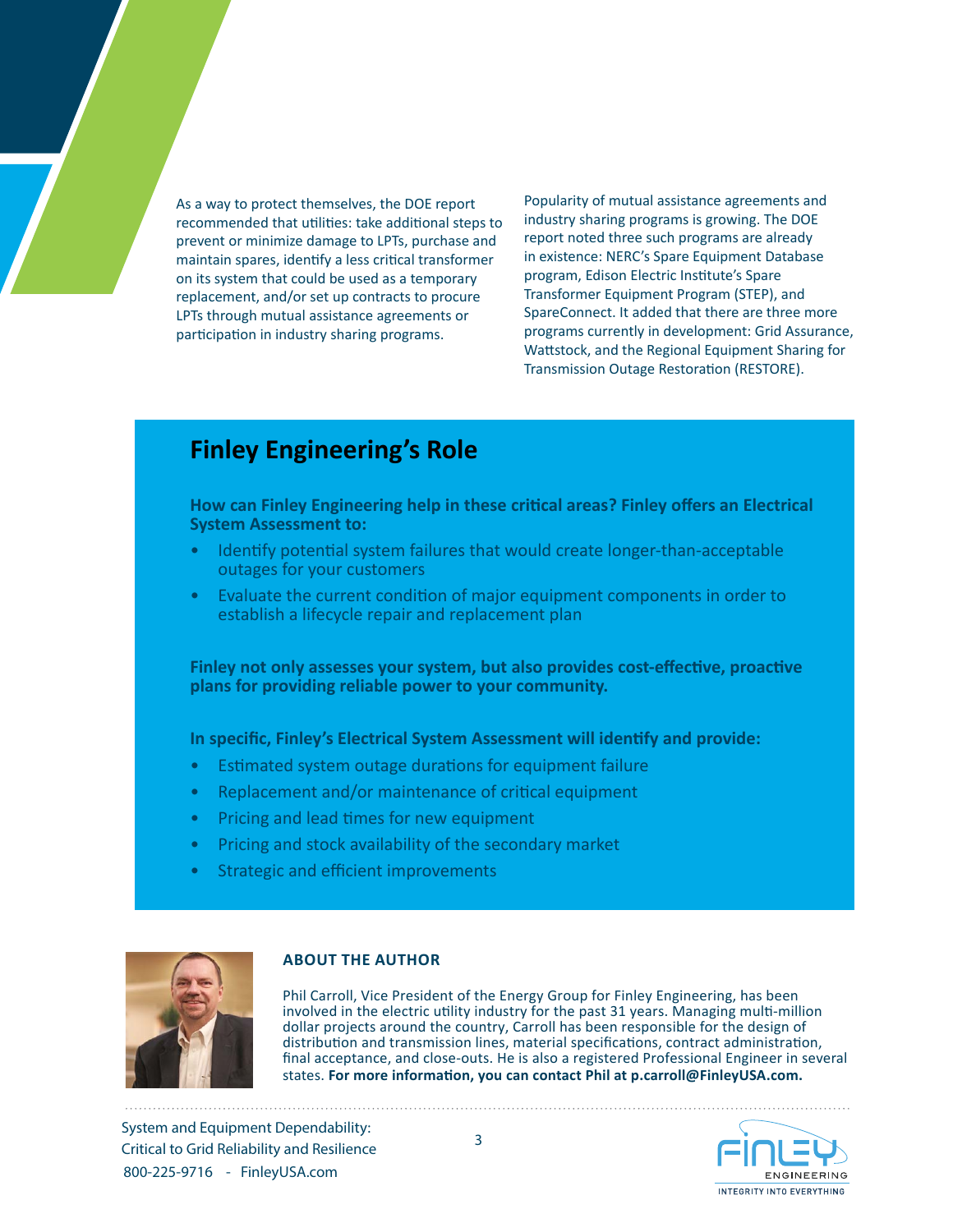As a way to protect themselves, the DOE report recommended that utilities: take additional steps to prevent or minimize damage to LPTs, purchase and maintain spares, identify a less critical transformer on its system that could be used as a temporary replacement, and/or set up contracts to procure LPTs through mutual assistance agreements or participation in industry sharing programs.

Popularity of mutual assistance agreements and industry sharing programs is growing. The DOE report noted three such programs are already in existence: NERC's Spare Equipment Database program, Edison Electric Institute's Spare Transformer Equipment Program (STEP), and SpareConnect. It added that there are three more programs currently in development: Grid Assurance, Wattstock, and the Regional Equipment Sharing for Transmission Outage Restoration (RESTORE).

## Finley Engineering's Role

**How can Finley Engineering help in these critical areas? Finley offers an Electrical System Assessment to:**

- Identify potential system failures that would create longer-than-acceptable outages for your customers
- Evaluate the current condition of major equipment components in order to establish a lifecycle repair and replacement plan

**Finley not only assesses your system, but also provides cost-effective, proactive plans for providing reliable power to your community.**

**In specific, Finley's Electrical System Assessment will identify and provide:**

- Estimated system outage durations for equipment failure
- Replacement and/or maintenance of critical equipment
- Pricing and lead times for new equipment
- Pricing and stock availability of the secondary market
- Strategic and efficient improvements

### ABOUT THE AUTHOR

Phil Carroll, Vice President of the Energy Group for Finley Engineering, has been involved in the electric utility industry for the past 31 years. Managing multi-million dollar projects around the country, Carroll has been responsible for the design of distribution and transmission lines, material specifications, contract administration, final acceptance, and close-outs. He is also a registered Professional Engineer in several states. **For more information, you can contact Phil at p.carroll@FinleyUSA.com.**